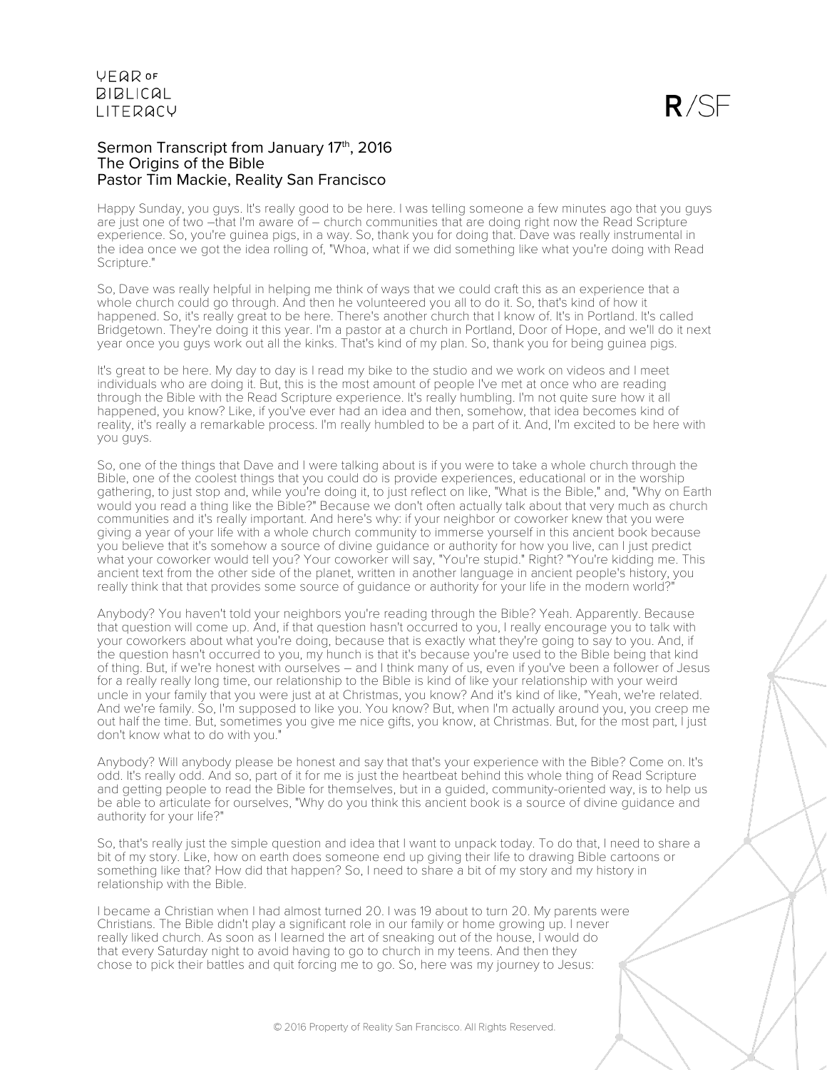## Sermon Transcript from January 17th, 2016
## The Origins of the Bible
## Pastor Tim Mackie, Reality San Francisco

Happy Sunday, you guys. It's really good to be here. I was telling someone a few minutes ago that you guys are just one of two –that I'm aware of – church communities that are doing right now the Read Scripture experience. So, you're guinea pigs, in a way. So, thank you for doing that. Dave was really instrumental in the idea once we got the idea rolling of, "Whoa, what if we did something like what you're doing with Read Scripture."

So, Dave was really helpful in helping me think of ways that we could craft this as an experience that a whole church could go through. And then he volunteered you all to do it. So, that's kind of how it happened. So, it's really great to be here. There's another church that I know of. It's in Portland. It's called Bridgetown. They're doing it this year. I'm a pastor at a church in Portland, Door of Hope, and we'll do it next year once you guys work out all the kinks. That's kind of my plan. So, thank you for being guinea pigs.

It's great to be here. My day to day is I read my bike to the studio and we work on videos and I meet individuals who are doing it. But, this is the most amount of people I've met at once who are reading through the Bible with the Read Scripture experience. It's really humbling. I'm not quite sure how it all happened, you know? Like, if you've ever had an idea and then, somehow, that idea becomes kind of reality, it's really a remarkable process. I'm really humbled to be a part of it. And, I'm excited to be here with you guys.

So, one of the things that Dave and I were talking about is if you were to take a whole church through the Bible, one of the coolest things that you could do is provide experiences, educational or in the worship gathering, to just stop and, while you're doing it, to just reflect on like, "What is the Bible," and, "Why on Earth would you read a thing like the Bible?" Because we don't often actually talk about that very much as church communities and it's really important. And here's why: if your neighbor or coworker knew that you were giving a year of your life with a whole church community to immerse yourself in this ancient book because you believe that it's somehow a source of divine guidance or authority for how you live, can I just predict what your coworker would tell you? Your coworker will say, "You're stupid." Right? "You're kidding me. This ancient text from the other side of the planet, written in another language in ancient people's history, you really think that that provides some source of guidance or authority for your life in the modern world?"

Anybody? You haven't told your neighbors you're reading through the Bible? Yeah. Apparently. Because that question will come up. And, if that question hasn't occurred to you, I really encourage you to talk with your coworkers about what you're doing, because that is exactly what they're going to say to you. And, if the question hasn't occurred to you, my hunch is that it's because you're used to the Bible being that kind of thing. But, if we're honest with ourselves – and I think many of us, even if you've been a follower of Jesus for a really really long time, our relationship to the Bible is kind of like your relationship with your weird uncle in your family that you were just at at Christmas, you know? And it's kind of like, "Yeah, we're related. And we're family. So, I'm supposed to like you. You know? But, when I'm actually around you, you creep me out half the time. But, sometimes you give me nice gifts, you know, at Christmas. But, for the most part, I just don't know what to do with you."

Anybody? Will anybody please be honest and say that that's your experience with the Bible? Come on. It's odd. It's really odd. And so, part of it for me is just the heartbeat behind this whole thing of Read Scripture and getting people to read the Bible for themselves, but in a guided, community-oriented way, is to help us be able to articulate for ourselves, "Why do you think this ancient book is a source of divine guidance and authority for your life?"

So, that's really just the simple question and idea that I want to unpack today. To do that, I need to share a bit of my story. Like, how on earth does someone end up giving their life to drawing Bible cartoons or something like that? How did that happen? So, I need to share a bit of my story and my history in relationship with the Bible.

I became a Christian when I had almost turned 20. I was 19 about to turn 20. My parents were Christians. The Bible didn't play a significant role in our family or home growing up. I never really liked church. As soon as I learned the art of sneaking out of the house, I would do that every Saturday night to avoid having to go to church in my teens. And then they chose to pick their battles and quit forcing me to go. So, here was my journey to Jesus: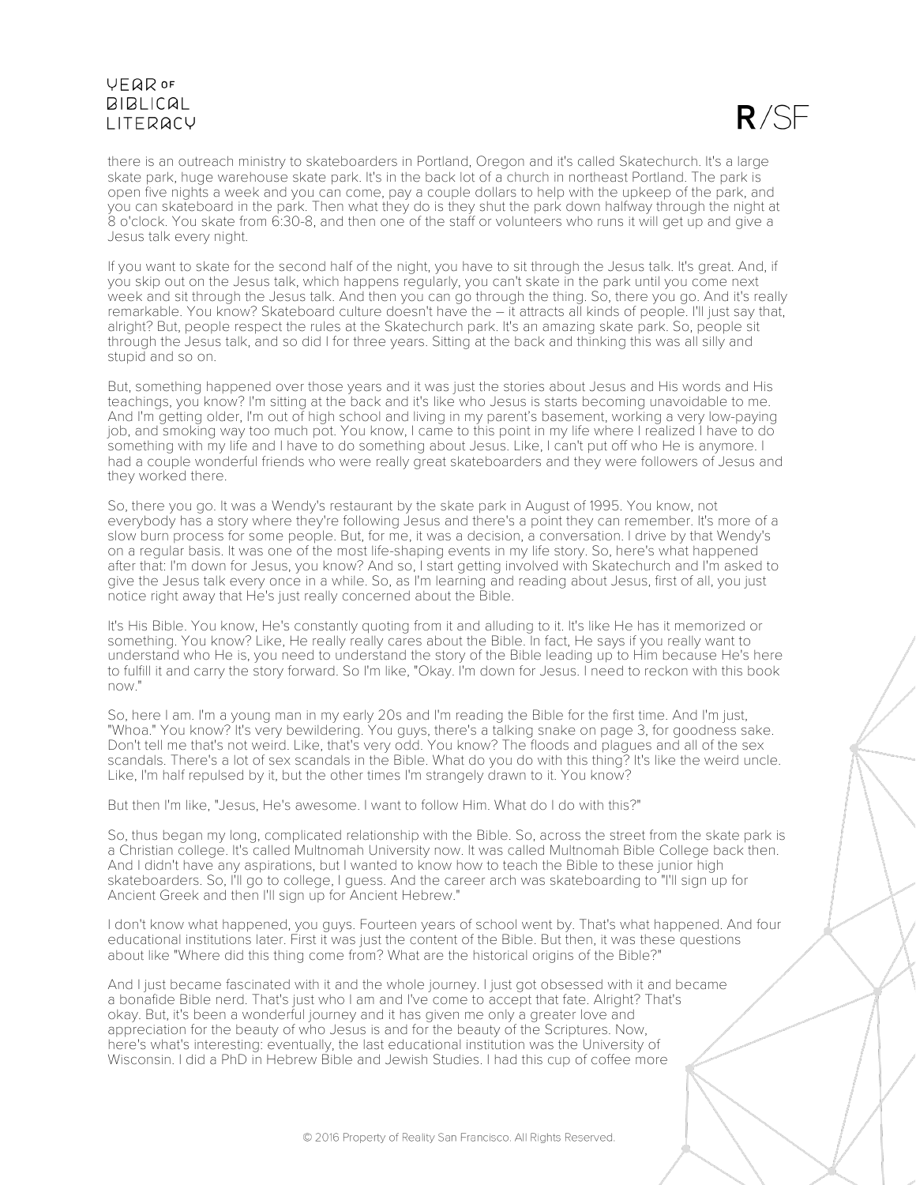there is an outreach ministry to skateboarders in Portland, Oregon and it's called Skatechurch. It's a large skate park, huge warehouse skate park. It's in the back lot of a church in northeast Portland. The park is open five nights a week and you can come, pay a couple dollars to help with the upkeep of the park, and you can skateboard in the park. Then what they do is they shut the park down halfway through the night at 8 o'clock. You skate from 6:30-8, and then one of the staff or volunteers who runs it will get up and give a Jesus talk every night.

If you want to skate for the second half of the night, you have to sit through the Jesus talk. It's great. And, if you skip out on the Jesus talk, which happens regularly, you can't skate in the park until you come next week and sit through the Jesus talk. And then you can go through the thing. So, there you go. And it's really remarkable. You know? Skateboard culture doesn't have the – it attracts all kinds of people. I'll just say that, alright? But, people respect the rules at the Skatechurch park. It's an amazing skate park. So, people sit through the Jesus talk, and so did I for three years. Sitting at the back and thinking this was all silly and stupid and so on.

But, something happened over those years and it was just the stories about Jesus and His words and His teachings, you know? I'm sitting at the back and it's like who Jesus is starts becoming unavoidable to me. And I'm getting older, I'm out of high school and living in my parent's basement, working a very low-paying job, and smoking way too much pot. You know, I came to this point in my life where I realized I have to do something with my life and I have to do something about Jesus. Like, I can't put off who He is anymore. I had a couple wonderful friends who were really great skateboarders and they were followers of Jesus and they worked there.

So, there you go. It was a Wendy's restaurant by the skate park in August of 1995. You know, not everybody has a story where they're following Jesus and there's a point they can remember. It's more of a slow burn process for some people. But, for me, it was a decision, a conversation. I drive by that Wendy's on a regular basis. It was one of the most life-shaping events in my life story. So, here's what happened after that: I'm down for Jesus, you know? And so, I start getting involved with Skatechurch and I'm asked to give the Jesus talk every once in a while. So, as I'm learning and reading about Jesus, first of all, you just notice right away that He's just really concerned about the Bible.

It's His Bible. You know, He's constantly quoting from it and alluding to it. It's like He has it memorized or something. You know? Like, He really really cares about the Bible. In fact, He says if you really want to understand who He is, you need to understand the story of the Bible leading up to Him because He's here to fulfill it and carry the story forward. So I'm like, "Okay. I'm down for Jesus. I need to reckon with this book now."

So, here I am. I'm a young man in my early 20s and I'm reading the Bible for the first time. And I'm just, "Whoa." You know? It's very bewildering. You guys, there's a talking snake on page 3, for goodness sake. Don't tell me that's not weird. Like, that's very odd. You know? The floods and plagues and all of the sex scandals. There's a lot of sex scandals in the Bible. What do you do with this thing? It's like the weird uncle. Like, I'm half repulsed by it, but the other times I'm strangely drawn to it. You know?

But then I'm like, "Jesus, He's awesome. I want to follow Him. What do I do with this?"

So, thus began my long, complicated relationship with the Bible. So, across the street from the skate park is a Christian college. It's called Multnomah University now. It was called Multnomah Bible College back then. And I didn't have any aspirations, but I wanted to know how to teach the Bible to these junior high skateboarders. So, I'll go to college, I guess. And the career arch was skateboarding to "I'll sign up for Ancient Greek and then I'll sign up for Ancient Hebrew."

I don't know what happened, you guys. Fourteen years of school went by. That's what happened. And four educational institutions later. First it was just the content of the Bible. But then, it was these questions about like "Where did this thing come from? What are the historical origins of the Bible?"

And I just became fascinated with it and the whole journey. I just got obsessed with it and became a bonafide Bible nerd. That's just who I am and I've come to accept that fate. Alright? That's okay. But, it's been a wonderful journey and it has given me only a greater love and appreciation for the beauty of who Jesus is and for the beauty of the Scriptures. Now, here's what's interesting: eventually, the last educational institution was the University of Wisconsin. I did a PhD in Hebrew Bible and Jewish Studies. I had this cup of coffee more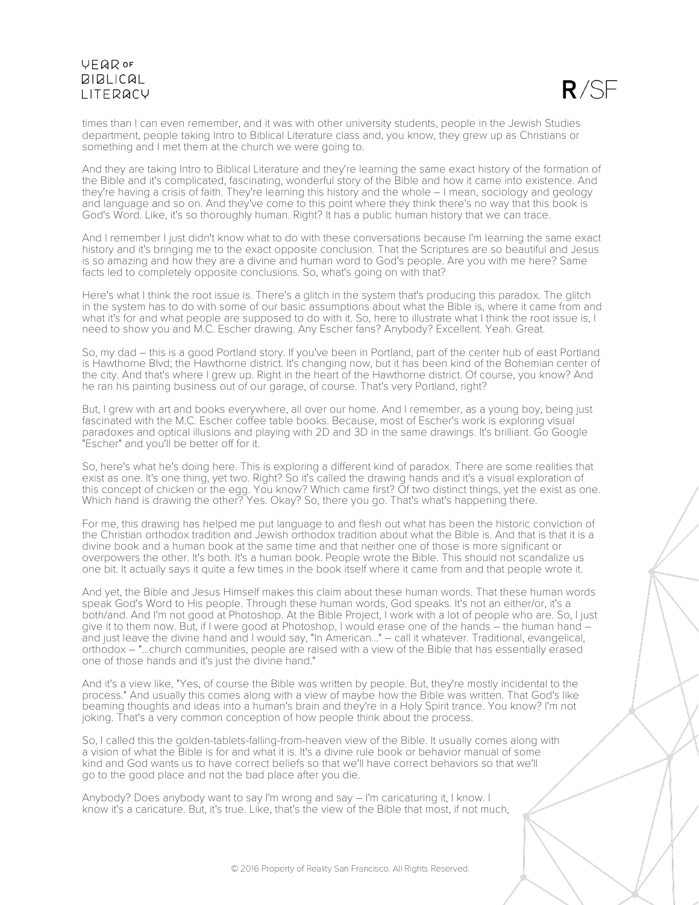times than I can even remember, and it was with other university students, people in the Jewish Studies department, people taking Intro to Biblical Literature class and, you know, they grew up as Christians or something and I met them at the church we were going to.

And they are taking Intro to Biblical Literature and they're learning the same exact history of the formation of the Bible and it's complicated, fascinating, wonderful story of the Bible and how it came into existence. And they're having a crisis of faith. They're learning this history and the whole – I mean, sociology and geology and language and so on. And they've come to this point where they think there's no way that this book is God's Word. Like, it's so thoroughly human. Right? It has a public human history that we can trace.

And I remember I just didn't know what to do with these conversations because I'm learning the same exact history and it's bringing me to the exact opposite conclusion. That the Scriptures are so beautiful and Jesus is so amazing and how they are a divine and human word to God's people. Are you with me here? Same facts led to completely opposite conclusions. So, what's going on with that?

Here's what I think the root issue is. There's a glitch in the system that's producing this paradox. The glitch in the system has to do with some of our basic assumptions about what the Bible is, where it came from and what it's for and what people are supposed to do with it. So, here to illustrate what I think the root issue is, I need to show you and M.C. Escher drawing. Any Escher fans? Anybody? Excellent. Yeah. Great.

So, my dad – this is a good Portland story. If you've been in Portland, part of the center hub of east Portland is Hawthorne Blvd; the Hawthorne district. It's changing now, but it has been kind of the Bohemian center of the city. And that's where I grew up. Right in the heart of the Hawthorne district. Of course, you know? And he ran his painting business out of our garage, of course. That's very Portland, right?

But, I grew with art and books everywhere, all over our home. And I remember, as a young boy, being just fascinated with the M.C. Escher coffee table books. Because, most of Escher's work is exploring visual paradoxes and optical illusions and playing with 2D and 3D in the same drawings. It's brilliant. Go Google "Escher" and you'll be better off for it.

So, here's what he's doing here. This is exploring a different kind of paradox. There are some realities that exist as one. It's one thing, yet two. Right? So it's called the drawing hands and it's a visual exploration of this concept of chicken or the egg. You know? Which came first? Of two distinct things, yet the exist as one. Which hand is drawing the other? Yes. Okay? So, there you go. That's what's happening there.

For me, this drawing has helped me put language to and flesh out what has been the historic conviction of the Christian orthodox tradition and Jewish orthodox tradition about what the Bible is. And that is that it is a divine book and a human book at the same time and that neither one of those is more significant or overpowers the other. It's both. It's a human book. People wrote the Bible. This should not scandalize us one bit. It actually says it quite a few times in the book itself where it came from and that people wrote it.

And yet, the Bible and Jesus Himself makes this claim about these human words. That these human words speak God's Word to His people. Through these human words, God speaks. It's not an either/or, it's a both/and. And I'm not good at Photoshop. At the Bible Project, I work with a lot of people who are. So, I just give it to them now. But, if I were good at Photoshop, I would erase one of the hands – the human hand – and just leave the divine hand and I would say, "In American…" – call it whatever. Traditional, evangelical, orthodox – "…church communities, people are raised with a view of the Bible that has essentially erased one of those hands and it's just the divine hand."

And it's a view like, "Yes, of course the Bible was written by people. But, they're mostly incidental to the process." And usually this comes along with a view of maybe how the Bible was written. That God's like beaming thoughts and ideas into a human's brain and they're in a Holy Spirit trance. You know? I'm not joking. That's a very common conception of how people think about the process.

So, I called this the golden-tablets-falling-from-heaven view of the Bible. It usually comes along with a vision of what the Bible is for and what it is. It's a divine rule book or behavior manual of some kind and God wants us to have correct beliefs so that we'll have correct behaviors so that we'll go to the good place and not the bad place after you die.

Anybody? Does anybody want to say I'm wrong and say – I'm caricaturing it, I know. I know it's a caricature. But, it's true. Like, that's the view of the Bible that most, if not much,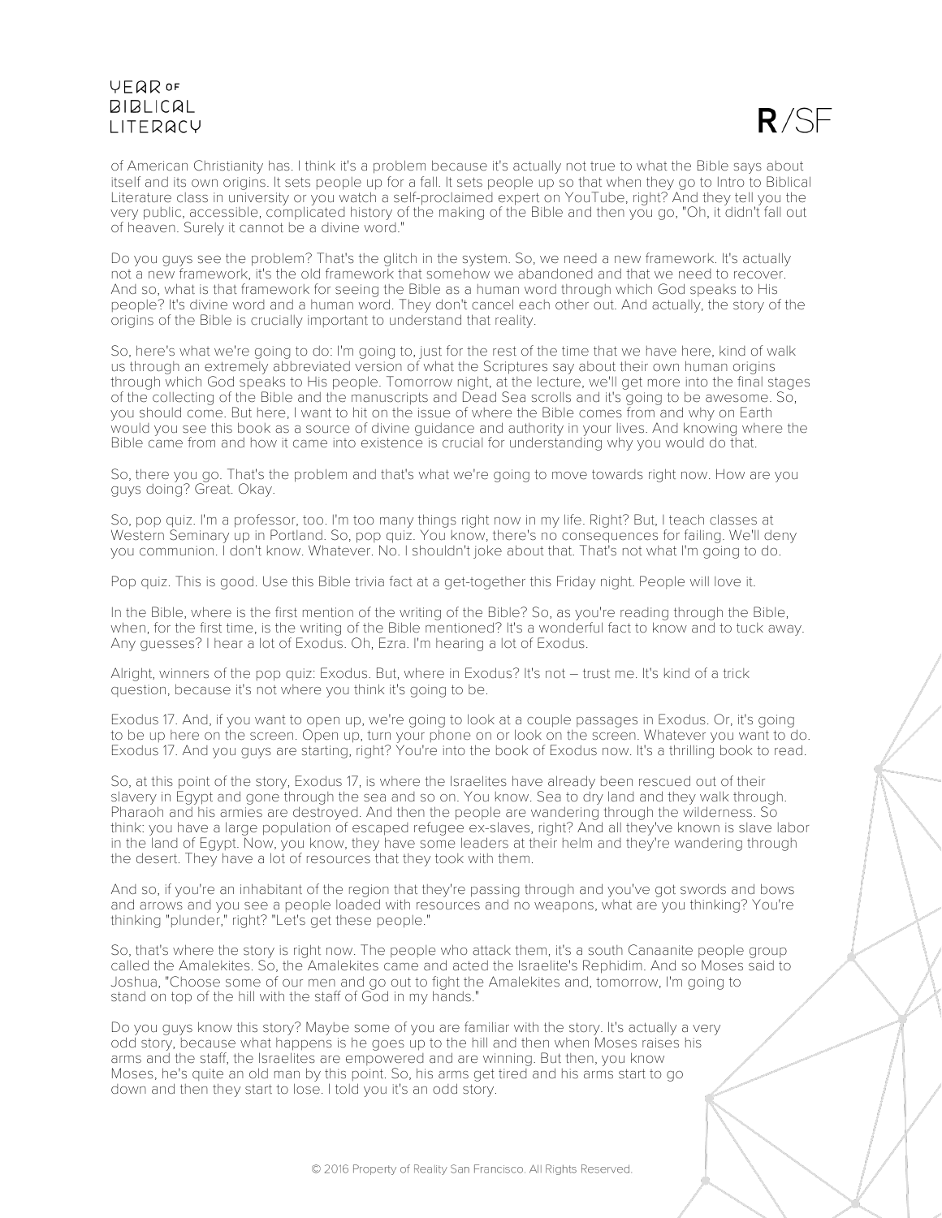of American Christianity has. I think it's a problem because it's actually not true to what the Bible says about itself and its own origins. It sets people up for a fall. It sets people up so that when they go to Intro to Biblical Literature class in university or you watch a self-proclaimed expert on YouTube, right? And they tell you the very public, accessible, complicated history of the making of the Bible and then you go, "Oh, it didn't fall out of heaven. Surely it cannot be a divine word."

Do you guys see the problem? That's the glitch in the system. So, we need a new framework. It's actually not a new framework, it's the old framework that somehow we abandoned and that we need to recover. And so, what is that framework for seeing the Bible as a human word through which God speaks to His people? It's divine word and a human word. They don't cancel each other out. And actually, the story of the origins of the Bible is crucially important to understand that reality.

So, here's what we're going to do: I'm going to, just for the rest of the time that we have here, kind of walk us through an extremely abbreviated version of what the Scriptures say about their own human origins through which God speaks to His people. Tomorrow night, at the lecture, we'll get more into the final stages of the collecting of the Bible and the manuscripts and Dead Sea scrolls and it's going to be awesome. So, you should come. But here, I want to hit on the issue of where the Bible comes from and why on Earth would you see this book as a source of divine guidance and authority in your lives. And knowing where the Bible came from and how it came into existence is crucial for understanding why you would do that.

So, there you go. That's the problem and that's what we're going to move towards right now. How are you guys doing? Great. Okay.

So, pop quiz. I'm a professor, too. I'm too many things right now in my life. Right? But, I teach classes at Western Seminary up in Portland. So, pop quiz. You know, there's no consequences for failing. We'll deny you communion. I don't know. Whatever. No. I shouldn't joke about that. That's not what I'm going to do.

Pop quiz. This is good. Use this Bible trivia fact at a get-together this Friday night. People will love it.

In the Bible, where is the first mention of the writing of the Bible? So, as you're reading through the Bible, when, for the first time, is the writing of the Bible mentioned? It's a wonderful fact to know and to tuck away. Any guesses? I hear a lot of Exodus. Oh, Ezra. I'm hearing a lot of Exodus.

Alright, winners of the pop quiz: Exodus. But, where in Exodus? It's not – trust me. It's kind of a trick question, because it's not where you think it's going to be.

Exodus 17. And, if you want to open up, we're going to look at a couple passages in Exodus. Or, it's going to be up here on the screen. Open up, turn your phone on or look on the screen. Whatever you want to do. Exodus 17. And you guys are starting, right? You're into the book of Exodus now. It's a thrilling book to read.

So, at this point of the story, Exodus 17, is where the Israelites have already been rescued out of their slavery in Egypt and gone through the sea and so on. You know. Sea to dry land and they walk through. Pharaoh and his armies are destroyed. And then the people are wandering through the wilderness. So think: you have a large population of escaped refugee ex-slaves, right? And all they've known is slave labor in the land of Egypt. Now, you know, they have some leaders at their helm and they're wandering through the desert. They have a lot of resources that they took with them.

And so, if you're an inhabitant of the region that they're passing through and you've got swords and bows and arrows and you see a people loaded with resources and no weapons, what are you thinking? You're thinking "plunder," right? "Let's get these people."

So, that's where the story is right now. The people who attack them, it's a south Canaanite people group called the Amalekites. So, the Amalekites came and acted the Israelite's Rephidim. And so Moses said to Joshua, "Choose some of our men and go out to fight the Amalekites and, tomorrow, I'm going to stand on top of the hill with the staff of God in my hands."

Do you guys know this story? Maybe some of you are familiar with the story. It's actually a very odd story, because what happens is he goes up to the hill and then when Moses raises his arms and the staff, the Israelites are empowered and are winning. But then, you know Moses, he's quite an old man by this point. So, his arms get tired and his arms start to go down and then they start to lose. I told you it's an odd story.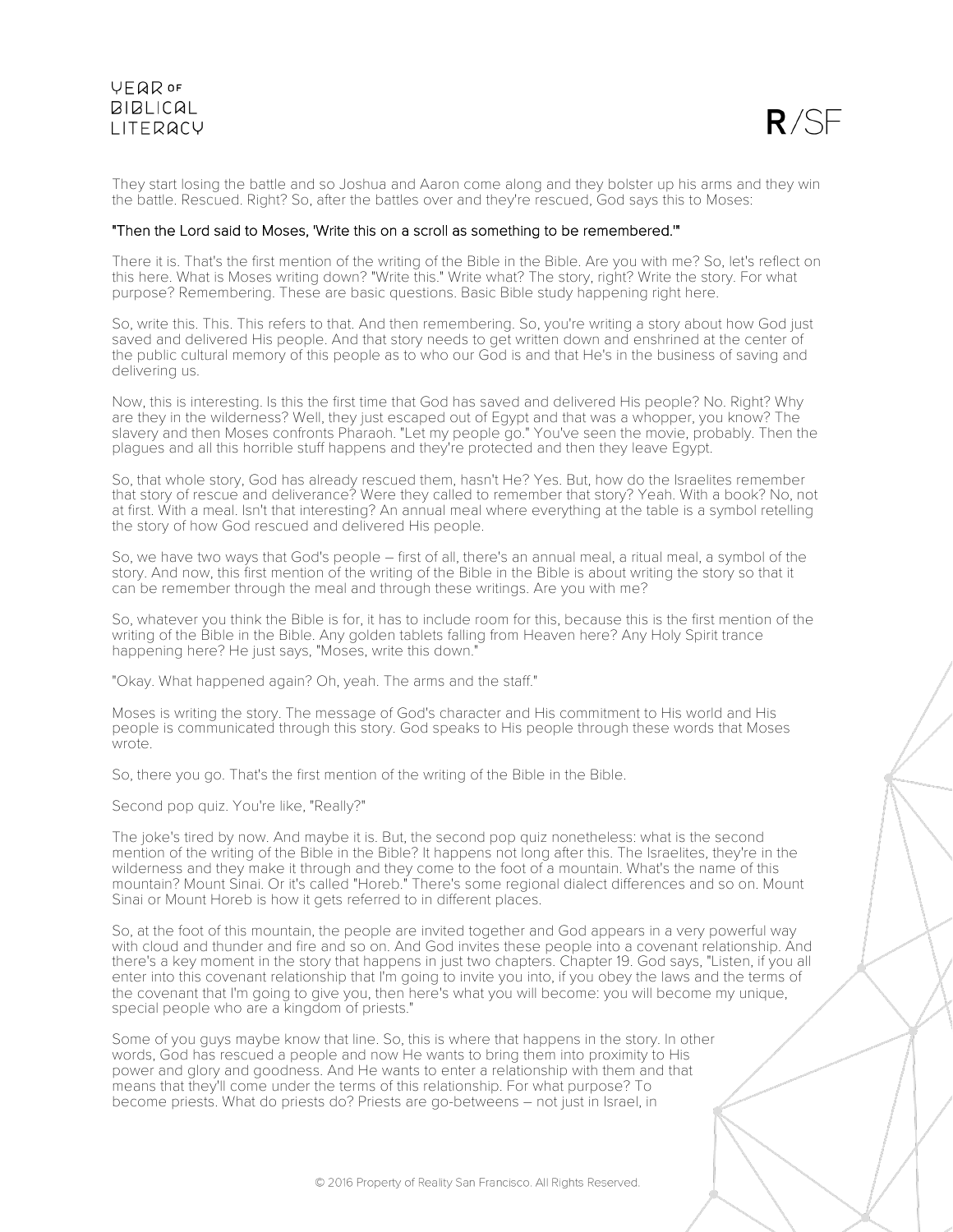They start losing the battle and so Joshua and Aaron come along and they bolster up his arms and they win the battle. Rescued. Right? So, after the battles over and they're rescued, God says this to Moses:

**"Then the Lord said to Moses, 'Write this on a scroll as something to be remembered.'"**

There it is. That's the first mention of the writing of the Bible in the Bible. Are you with me? So, let's reflect on this here. What is Moses writing down? "Write this." Write what? The story, right? Write the story. For what purpose? Remembering. These are basic questions. Basic Bible study happening right here.

So, write this. This. This refers to that. And then remembering. So, you're writing a story about how God just saved and delivered His people. And that story needs to get written down and enshrined at the center of the public cultural memory of this people as to who our God is and that He's in the business of saving and delivering us.

Now, this is interesting. Is this the first time that God has saved and delivered His people? No. Right? Why are they in the wilderness? Well, they just escaped out of Egypt and that was a whopper, you know? The slavery and then Moses confronts Pharaoh. "Let my people go." You've seen the movie, probably. Then the plagues and all this horrible stuff happens and they're protected and then they leave Egypt.

So, that whole story, God has already rescued them, hasn't He? Yes. But, how do the Israelites remember that story of rescue and deliverance? Were they called to remember that story? Yeah. With a book? No, not at first. With a meal. Isn't that interesting? An annual meal where everything at the table is a symbol retelling the story of how God rescued and delivered His people.

So, we have two ways that God's people – first of all, there's an annual meal, a ritual meal, a symbol of the story. And now, this first mention of the writing of the Bible in the Bible is about writing the story so that it can be remember through the meal and through these writings. Are you with me?

So, whatever you think the Bible is for, it has to include room for this, because this is the first mention of the writing of the Bible in the Bible. Any golden tablets falling from Heaven here? Any Holy Spirit trance happening here? He just says, "Moses, write this down."

"Okay. What happened again? Oh, yeah. The arms and the staff."

Moses is writing the story. The message of God's character and His commitment to His world and His people is communicated through this story. God speaks to His people through these words that Moses wrote.

So, there you go. That's the first mention of the writing of the Bible in the Bible.

Second pop quiz. You're like, "Really?"

The joke's tired by now. And maybe it is. But, the second pop quiz nonetheless: what is the second mention of the writing of the Bible in the Bible? It happens not long after this. The Israelites, they're in the wilderness and they make it through and they come to the foot of a mountain. What's the name of this mountain? Mount Sinai. Or it's called "Horeb." There's some regional dialect differences and so on. Mount Sinai or Mount Horeb is how it gets referred to in different places.

So, at the foot of this mountain, the people are invited together and God appears in a very powerful way with cloud and thunder and fire and so on. And God invites these people into a covenant relationship. And there's a key moment in the story that happens in just two chapters. Chapter 19. God says, "Listen, if you all enter into this covenant relationship that I'm going to invite you into, if you obey the laws and the terms of the covenant that I'm going to give you, then here's what you will become: you will become my unique, special people who are a kingdom of priests."

Some of you guys maybe know that line. So, this is where that happens in the story. In other words, God has rescued a people and now He wants to bring them into proximity to His power and glory and goodness. And He wants to enter a relationship with them and that means that they'll come under the terms of this relationship. For what purpose? To become priests. What do priests do? Priests are go-betweens – not just in Israel, in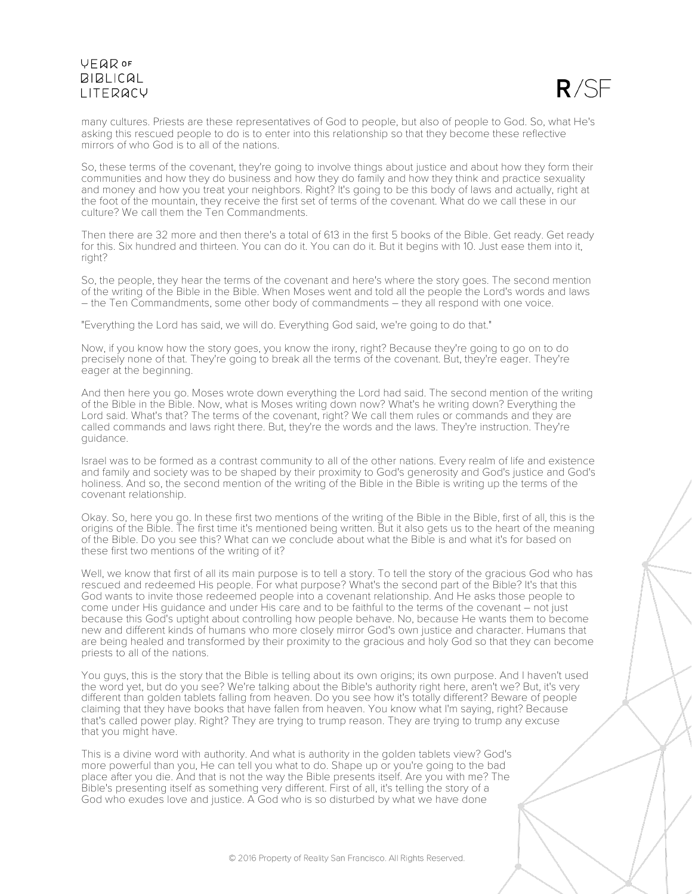many cultures. Priests are these representatives of God to people, but also of people to God. So, what He's asking this rescued people to do is to enter into this relationship so that they become these reflective mirrors of who God is to all of the nations.

So, these terms of the covenant, they're going to involve things about justice and about how they form their communities and how they do business and how they do family and how they think and practice sexuality and money and how you treat your neighbors. Right? It's going to be this body of laws and actually, right at the foot of the mountain, they receive the first set of terms of the covenant. What do we call these in our culture? We call them the Ten Commandments.

Then there are 32 more and then there's a total of 613 in the first 5 books of the Bible. Get ready. Get ready for this. Six hundred and thirteen. You can do it. You can do it. But it begins with 10. Just ease them into it, right?

So, the people, they hear the terms of the covenant and here's where the story goes. The second mention of the writing of the Bible in the Bible. When Moses went and told all the people the Lord's words and laws – the Ten Commandments, some other body of commandments – they all respond with one voice.

"Everything the Lord has said, we will do. Everything God said, we're going to do that."

Now, if you know how the story goes, you know the irony, right? Because they're going to go on to do precisely none of that. They're going to break all the terms of the covenant. But, they're eager. They're eager at the beginning.

And then here you go. Moses wrote down everything the Lord had said. The second mention of the writing of the Bible in the Bible. Now, what is Moses writing down now? What's he writing down? Everything the Lord said. What's that? The terms of the covenant, right? We call them rules or commands and they are called commands and laws right there. But, they're the words and the laws. They're instruction. They're guidance.

Israel was to be formed as a contrast community to all of the other nations. Every realm of life and existence and family and society was to be shaped by their proximity to God's generosity and God's justice and God's holiness. And so, the second mention of the writing of the Bible in the Bible is writing up the terms of the covenant relationship.

Okay. So, here you go. In these first two mentions of the writing of the Bible in the Bible, first of all, this is the origins of the Bible. The first time it's mentioned being written. But it also gets us to the heart of the meaning of the Bible. Do you see this? What can we conclude about what the Bible is and what it's for based on these first two mentions of the writing of it?

Well, we know that first of all its main purpose is to tell a story. To tell the story of the gracious God who has rescued and redeemed His people. For what purpose? What's the second part of the Bible? It's that this God wants to invite those redeemed people into a covenant relationship. And He asks those people to come under His guidance and under His care and to be faithful to the terms of the covenant – not just because this God's uptight about controlling how people behave. No, because He wants them to become new and different kinds of humans who more closely mirror God's own justice and character. Humans that are being healed and transformed by their proximity to the gracious and holy God so that they can become priests to all of the nations.

You guys, this is the story that the Bible is telling about its own origins; its own purpose. And I haven't used the word yet, but do you see? We're talking about the Bible's authority right here, aren't we? But, it's very different than golden tablets falling from heaven. Do you see how it's totally different? Beware of people claiming that they have books that have fallen from heaven. You know what I'm saying, right? Because that's called power play. Right? They are trying to trump reason. They are trying to trump any excuse that you might have.

This is a divine word with authority. And what is authority in the golden tablets view? God's more powerful than you, He can tell you what to do. Shape up or you're going to the bad place after you die. And that is not the way the Bible presents itself. Are you with me? The Bible's presenting itself as something very different. First of all, it's telling the story of a God who exudes love and justice. A God who is so disturbed by what we have done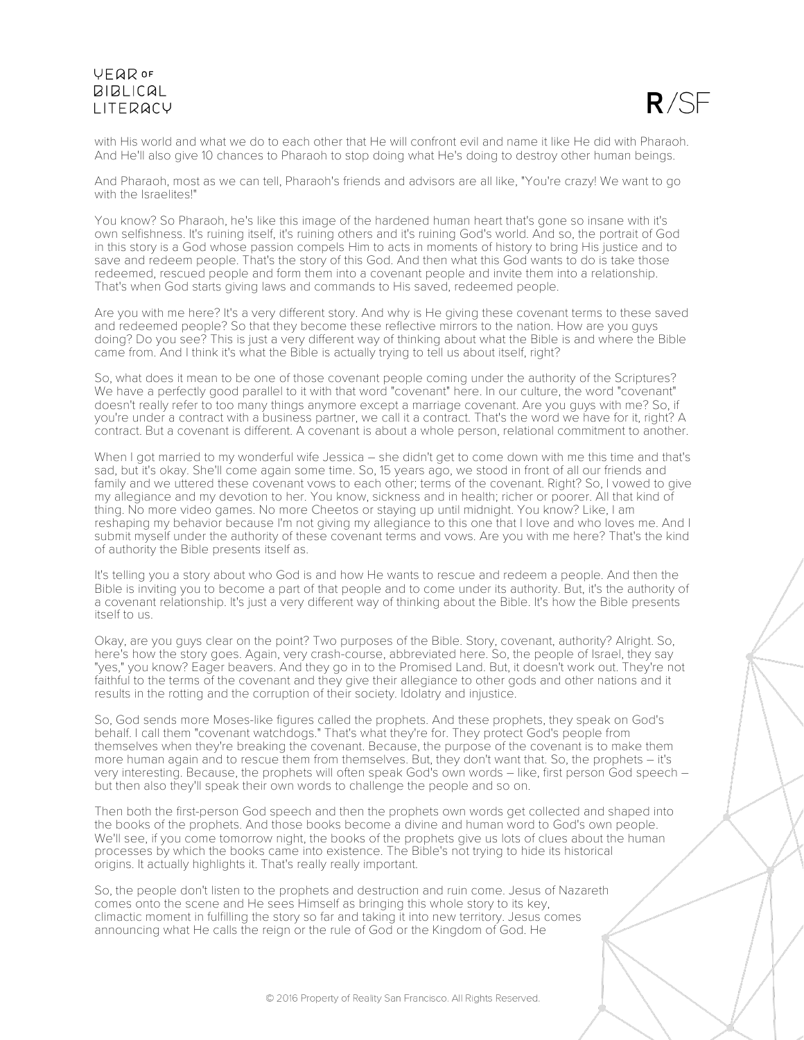with His world and what we do to each other that He will confront evil and name it like He did with Pharaoh. And He'll also give 10 chances to Pharaoh to stop doing what He's doing to destroy other human beings.

And Pharaoh, most as we can tell, Pharaoh's friends and advisors are all like, "You're crazy! We want to go with the Israelites!"

You know? So Pharaoh, he's like this image of the hardened human heart that's gone so insane with it's own selfishness. It's ruining itself, it's ruining others and it's ruining God's world. And so, the portrait of God in this story is a God whose passion compels Him to acts in moments of history to bring His justice and to save and redeem people. That's the story of this God. And then what this God wants to do is take those redeemed, rescued people and form them into a covenant people and invite them into a relationship. That's when God starts giving laws and commands to His saved, redeemed people.

Are you with me here? It's a very different story. And why is He giving these covenant terms to these saved and redeemed people? So that they become these reflective mirrors to the nation. How are you guys doing? Do you see? This is just a very different way of thinking about what the Bible is and where the Bible came from. And I think it's what the Bible is actually trying to tell us about itself, right?

So, what does it mean to be one of those covenant people coming under the authority of the Scriptures? We have a perfectly good parallel to it with that word "covenant" here. In our culture, the word "covenant" doesn't really refer to too many things anymore except a marriage covenant. Are you guys with me? So, if you're under a contract with a business partner, we call it a contract. That's the word we have for it, right? A contract. But a covenant is different. A covenant is about a whole person, relational commitment to another.

When I got married to my wonderful wife Jessica – she didn't get to come down with me this time and that's sad, but it's okay. She'll come again some time. So, 15 years ago, we stood in front of all our friends and family and we uttered these covenant vows to each other; terms of the covenant. Right? So, I vowed to give my allegiance and my devotion to her. You know, sickness and in health; richer or poorer. All that kind of thing. No more video games. No more Cheetos or staying up until midnight. You know? Like, I am reshaping my behavior because I'm not giving my allegiance to this one that I love and who loves me. And I submit myself under the authority of these covenant terms and vows. Are you with me here? That's the kind of authority the Bible presents itself as.

It's telling you a story about who God is and how He wants to rescue and redeem a people. And then the Bible is inviting you to become a part of that people and to come under its authority. But, it's the authority of a covenant relationship. It's just a very different way of thinking about the Bible. It's how the Bible presents itself to us.

Okay, are you guys clear on the point? Two purposes of the Bible. Story, covenant, authority? Alright. So, here's how the story goes. Again, very crash-course, abbreviated here. So, the people of Israel, they say "yes," you know? Eager beavers. And they go in to the Promised Land. But, it doesn't work out. They're not faithful to the terms of the covenant and they give their allegiance to other gods and other nations and it results in the rotting and the corruption of their society. Idolatry and injustice.

So, God sends more Moses-like figures called the prophets. And these prophets, they speak on God's behalf. I call them "covenant watchdogs." That's what they're for. They protect God's people from themselves when they're breaking the covenant. Because, the purpose of the covenant is to make them more human again and to rescue them from themselves. But, they don't want that. So, the prophets – it's very interesting. Because, the prophets will often speak God's own words – like, first person God speech – but then also they'll speak their own words to challenge the people and so on.

Then both the first-person God speech and then the prophets own words get collected and shaped into the books of the prophets. And those books become a divine and human word to God's own people. We'll see, if you come tomorrow night, the books of the prophets give us lots of clues about the human processes by which the books came into existence. The Bible's not trying to hide its historical origins. It actually highlights it. That's really really important.

So, the people don't listen to the prophets and destruction and ruin come. Jesus of Nazareth comes onto the scene and He sees Himself as bringing this whole story to its key, climactic moment in fulfilling the story so far and taking it into new territory. Jesus comes announcing what He calls the reign or the rule of God or the Kingdom of God. He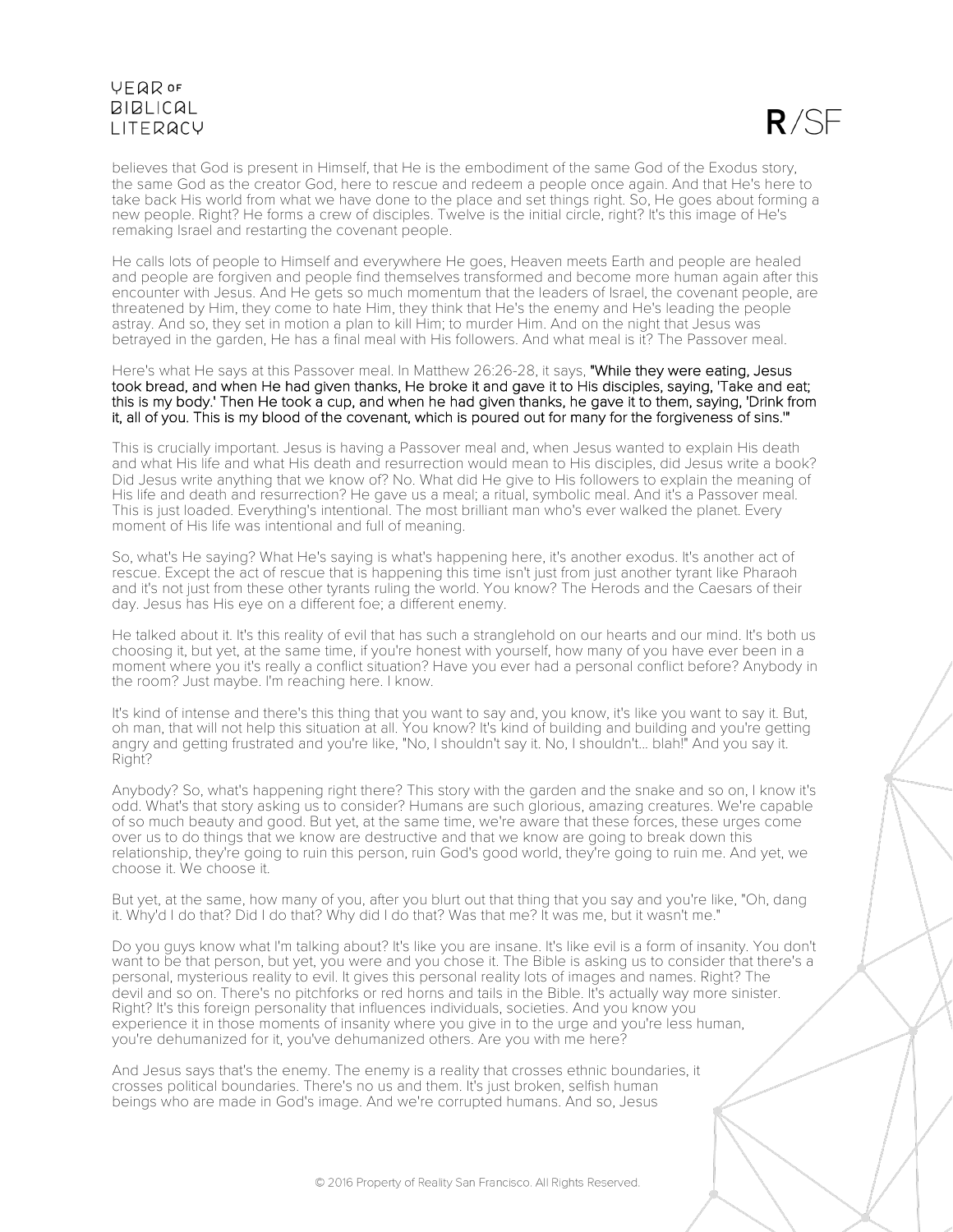believes that God is present in Himself, that He is the embodiment of the same God of the Exodus story, the same God as the creator God, here to rescue and redeem a people once again. And that He's here to take back His world from what we have done to the place and set things right. So, He goes about forming a new people. Right? He forms a crew of disciples. Twelve is the initial circle, right? It's this image of He's remaking Israel and restarting the covenant people.

He calls lots of people to Himself and everywhere He goes, Heaven meets Earth and people are healed and people are forgiven and people find themselves transformed and become more human again after this encounter with Jesus. And He gets so much momentum that the leaders of Israel, the covenant people, are threatened by Him, they come to hate Him, they think that He's the enemy and He's leading the people astray. And so, they set in motion a plan to kill Him; to murder Him. And on the night that Jesus was betrayed in the garden, He has a final meal with His followers. And what meal is it? The Passover meal.

Here's what He says at this Passover meal. In Matthew 26:26-28, it says, "While they were eating, Jesus took bread, and when He had given thanks, He broke it and gave it to His disciples, saying, 'Take and eat; this is my body.' Then He took a cup, and when he had given thanks, he gave it to them, saying, 'Drink from it, all of you. This is my blood of the covenant, which is poured out for many for the forgiveness of sins.'"

This is crucially important. Jesus is having a Passover meal and, when Jesus wanted to explain His death and what His life and what His death and resurrection would mean to His disciples, did Jesus write a book? Did Jesus write anything that we know of? No. What did He give to His followers to explain the meaning of His life and death and resurrection? He gave us a meal; a ritual, symbolic meal. And it's a Passover meal. This is just loaded. Everything's intentional. The most brilliant man who's ever walked the planet. Every moment of His life was intentional and full of meaning.

So, what's He saying? What He's saying is what's happening here, it's another exodus. It's another act of rescue. Except the act of rescue that is happening this time isn't just from just another tyrant like Pharaoh and it's not just from these other tyrants ruling the world. You know? The Herods and the Caesars of their day. Jesus has His eye on a different foe; a different enemy.

He talked about it. It's this reality of evil that has such a stranglehold on our hearts and our mind. It's both us choosing it, but yet, at the same time, if you're honest with yourself, how many of you have ever been in a moment where you it's really a conflict situation? Have you ever had a personal conflict before? Anybody in the room? Just maybe. I'm reaching here. I know.

It's kind of intense and there's this thing that you want to say and, you know, it's like you want to say it. But, oh man, that will not help this situation at all. You know? It's kind of building and building and you're getting angry and getting frustrated and you're like, "No, I shouldn't say it. No, I shouldn't... blah!" And you say it. Right?

Anybody? So, what's happening right there? This story with the garden and the snake and so on, I know it's odd. What's that story asking us to consider? Humans are such glorious, amazing creatures. We're capable of so much beauty and good. But yet, at the same time, we're aware that these forces, these urges come over us to do things that we know are destructive and that we know are going to break down this relationship, they're going to ruin this person, ruin God's good world, they're going to ruin me. And yet, we choose it. We choose it.

But yet, at the same, how many of you, after you blurt out that thing that you say and you're like, "Oh, dang it. Why'd I do that? Did I do that? Why did I do that? Was that me? It was me, but it wasn't me."

Do you guys know what I'm talking about? It's like you are insane. It's like evil is a form of insanity. You don't want to be that person, but yet, you were and you chose it. The Bible is asking us to consider that there's a personal, mysterious reality to evil. It gives this personal reality lots of images and names. Right? The devil and so on. There's no pitchforks or red horns and tails in the Bible. It's actually way more sinister. Right? It's this foreign personality that influences individuals, societies. And you know you experience it in those moments of insanity where you give in to the urge and you're less human, you're dehumanized for it, you've dehumanized others. Are you with me here?

And Jesus says that's the enemy. The enemy is a reality that crosses ethnic boundaries, it crosses political boundaries. There's no us and them. It's just broken, selfish human beings who are made in God's image. And we're corrupted humans. And so, Jesus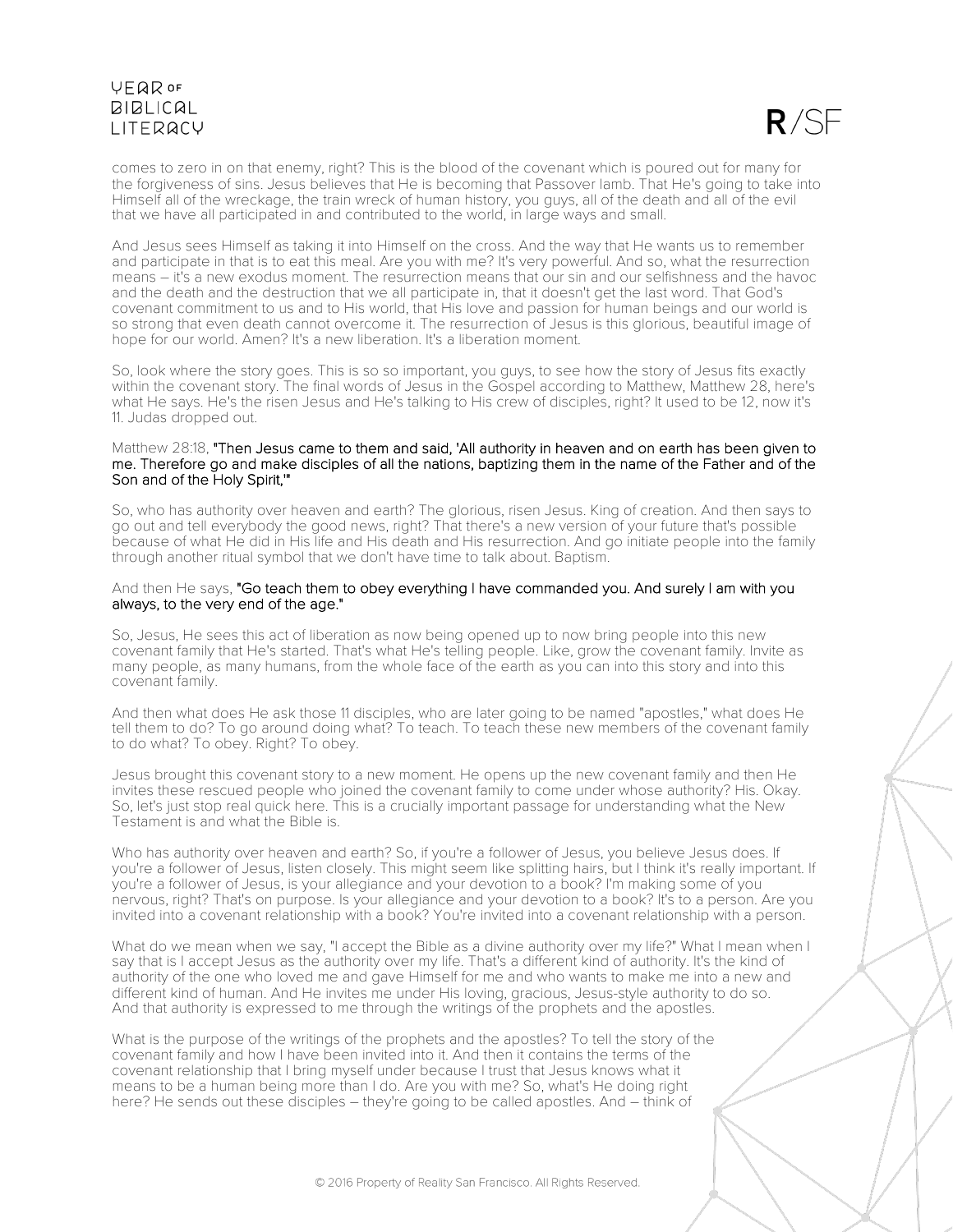comes to zero in on that enemy, right? This is the blood of the covenant which is poured out for many for the forgiveness of sins. Jesus believes that He is becoming that Passover lamb. That He's going to take into Himself all of the wreckage, the train wreck of human history, you guys, all of the death and all of the evil that we have all participated in and contributed to the world, in large ways and small.

And Jesus sees Himself as taking it into Himself on the cross. And the way that He wants us to remember and participate in that is to eat this meal. Are you with me? It's very powerful. And so, what the resurrection means – it's a new exodus moment. The resurrection means that our sin and our selfishness and the havoc and the death and the destruction that we all participate in, that it doesn't get the last word. That God's covenant commitment to us and to His world, that His love and passion for human beings and our world is so strong that even death cannot overcome it. The resurrection of Jesus is this glorious, beautiful image of hope for our world. Amen? It's a new liberation. It's a liberation moment.

So, look where the story goes. This is so so important, you guys, to see how the story of Jesus fits exactly within the covenant story. The final words of Jesus in the Gospel according to Matthew, Matthew 28, here's what He says. He's the risen Jesus and He's talking to His crew of disciples, right? It used to be 12, now it's 11. Judas dropped out.

Matthew 28:18, "Then Jesus came to them and said, 'All authority in heaven and on earth has been given to me. Therefore go and make disciples of all the nations, baptizing them in the name of the Father and of the Son and of the Holy Spirit,'"

So, who has authority over heaven and earth? The glorious, risen Jesus. King of creation. And then says to go out and tell everybody the good news, right? That there's a new version of your future that's possible because of what He did in His life and His death and His resurrection. And go initiate people into the family through another ritual symbol that we don't have time to talk about. Baptism.

And then He says, "Go teach them to obey everything I have commanded you. And surely I am with you always, to the very end of the age."

So, Jesus, He sees this act of liberation as now being opened up to now bring people into this new covenant family that He's started. That's what He's telling people. Like, grow the covenant family. Invite as many people, as many humans, from the whole face of the earth as you can into this story and into this covenant family.

And then what does He ask those 11 disciples, who are later going to be named "apostles," what does He tell them to do? To go around doing what? To teach. To teach these new members of the covenant family to do what? To obey. Right? To obey.

Jesus brought this covenant story to a new moment. He opens up the new covenant family and then He invites these rescued people who joined the covenant family to come under whose authority? His. Okay. So, let's just stop real quick here. This is a crucially important passage for understanding what the New Testament is and what the Bible is.

Who has authority over heaven and earth? So, if you're a follower of Jesus, you believe Jesus does. If you're a follower of Jesus, listen closely. This might seem like splitting hairs, but I think it's really important. If you're a follower of Jesus, is your allegiance and your devotion to a book? I'm making some of you nervous, right? That's on purpose. Is your allegiance and your devotion to a book? It's to a person. Are you invited into a covenant relationship with a book? You're invited into a covenant relationship with a person.

What do we mean when we say, "I accept the Bible as a divine authority over my life?" What I mean when I say that is I accept Jesus as the authority over my life. That's a different kind of authority. It's the kind of authority of the one who loved me and gave Himself for me and who wants to make me into a new and different kind of human. And He invites me under His loving, gracious, Jesus-style authority to do so. And that authority is expressed to me through the writings of the prophets and the apostles.

What is the purpose of the writings of the prophets and the apostles? To tell the story of the covenant family and how I have been invited into it. And then it contains the terms of the covenant relationship that I bring myself under because I trust that Jesus knows what it means to be a human being more than I do. Are you with me? So, what's He doing right here? He sends out these disciples – they're going to be called apostles. And – think of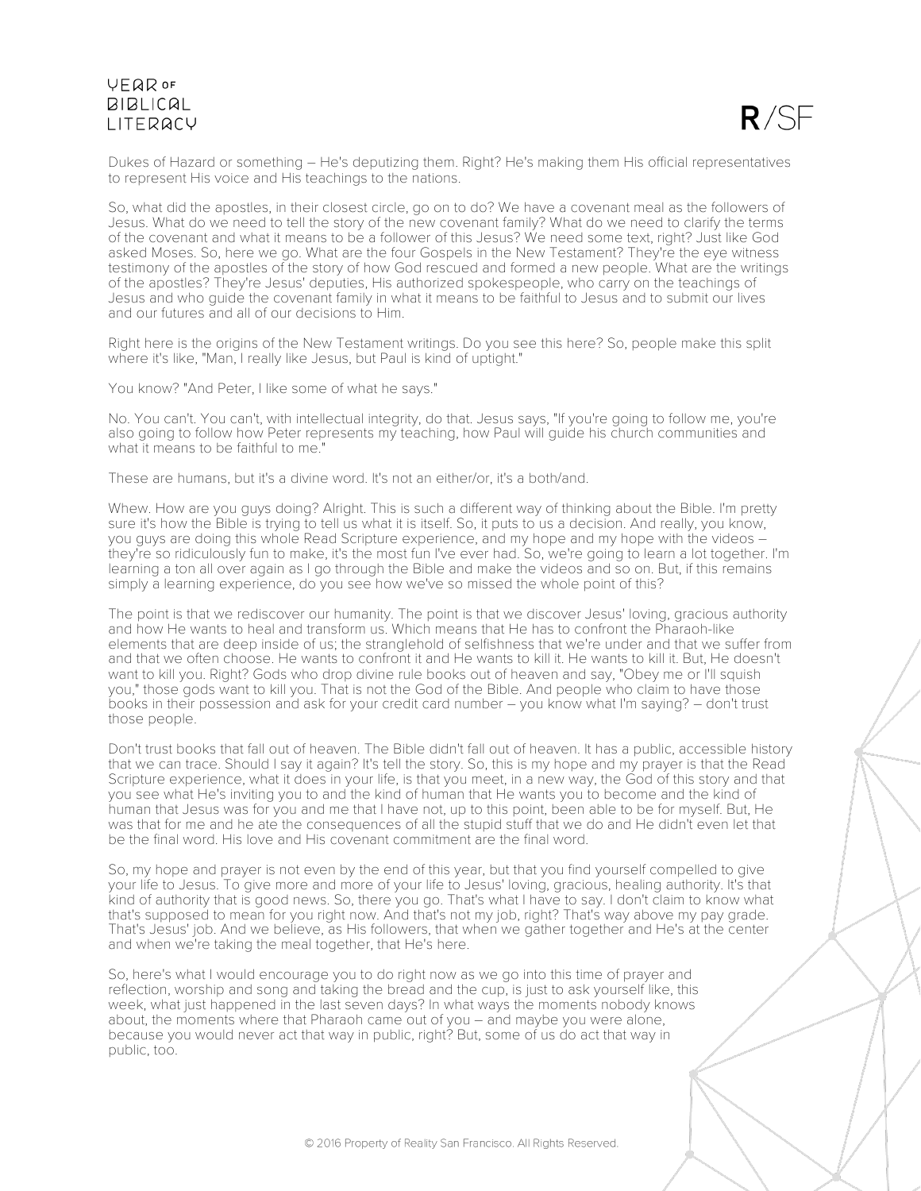Dukes of Hazard or something – He's deputizing them. Right? He's making them His official representatives to represent His voice and His teachings to the nations.

So, what did the apostles, in their closest circle, go on to do? We have a covenant meal as the followers of Jesus. What do we need to tell the story of the new covenant family? What do we need to clarify the terms of the covenant and what it means to be a follower of this Jesus? We need some text, right? Just like God asked Moses. So, here we go. What are the four Gospels in the New Testament? They're the eye witness testimony of the apostles of the story of how God rescued and formed a new people. What are the writings of the apostles? They're Jesus' deputies, His authorized spokespeople, who carry on the teachings of Jesus and who guide the covenant family in what it means to be faithful to Jesus and to submit our lives and our futures and all of our decisions to Him.

Right here is the origins of the New Testament writings. Do you see this here? So, people make this split where it's like, "Man, I really like Jesus, but Paul is kind of uptight."

You know? "And Peter, I like some of what he says."

No. You can't. You can't, with intellectual integrity, do that. Jesus says, "If you're going to follow me, you're also going to follow how Peter represents my teaching, how Paul will guide his church communities and what it means to be faithful to me."

These are humans, but it's a divine word. It's not an either/or, it's a both/and.

Whew. How are you guys doing? Alright. This is such a different way of thinking about the Bible. I'm pretty sure it's how the Bible is trying to tell us what it is itself. So, it puts to us a decision. And really, you know, you guys are doing this whole Read Scripture experience, and my hope and my hope with the videos – they're so ridiculously fun to make, it's the most fun I've ever had. So, we're going to learn a lot together. I'm learning a ton all over again as I go through the Bible and make the videos and so on. But, if this remains simply a learning experience, do you see how we've so missed the whole point of this?

The point is that we rediscover our humanity. The point is that we discover Jesus' loving, gracious authority and how He wants to heal and transform us. Which means that He has to confront the Pharaoh-like elements that are deep inside of us; the stranglehold of selfishness that we're under and that we suffer from and that we often choose. He wants to confront it and He wants to kill it. He wants to kill it. But, He doesn't want to kill you. Right? Gods who drop divine rule books out of heaven and say, "Obey me or I'll squish you," those gods want to kill you. That is not the God of the Bible. And people who claim to have those books in their possession and ask for your credit card number – you know what I'm saying? – don't trust those people.

Don't trust books that fall out of heaven. The Bible didn't fall out of heaven. It has a public, accessible history that we can trace. Should I say it again? It's tell the story. So, this is my hope and my prayer is that the Read Scripture experience, what it does in your life, is that you meet, in a new way, the God of this story and that you see what He's inviting you to and the kind of human that He wants you to become and the kind of human that Jesus was for you and me that I have not, up to this point, been able to be for myself. But, He was that for me and he ate the consequences of all the stupid stuff that we do and He didn't even let that be the final word. His love and His covenant commitment are the final word.

So, my hope and prayer is not even by the end of this year, but that you find yourself compelled to give your life to Jesus. To give more and more of your life to Jesus' loving, gracious, healing authority. It's that kind of authority that is good news. So, there you go. That's what I have to say. I don't claim to know what that's supposed to mean for you right now. And that's not my job, right? That's way above my pay grade. That's Jesus' job. And we believe, as His followers, that when we gather together and He's at the center and when we're taking the meal together, that He's here.

So, here's what I would encourage you to do right now as we go into this time of prayer and reflection, worship and song and taking the bread and the cup, is just to ask yourself like, this week, what just happened in the last seven days? In what ways the moments nobody knows about, the moments where that Pharaoh came out of you – and maybe you were alone, because you would never act that way in public, right? But, some of us do act that way in public, too.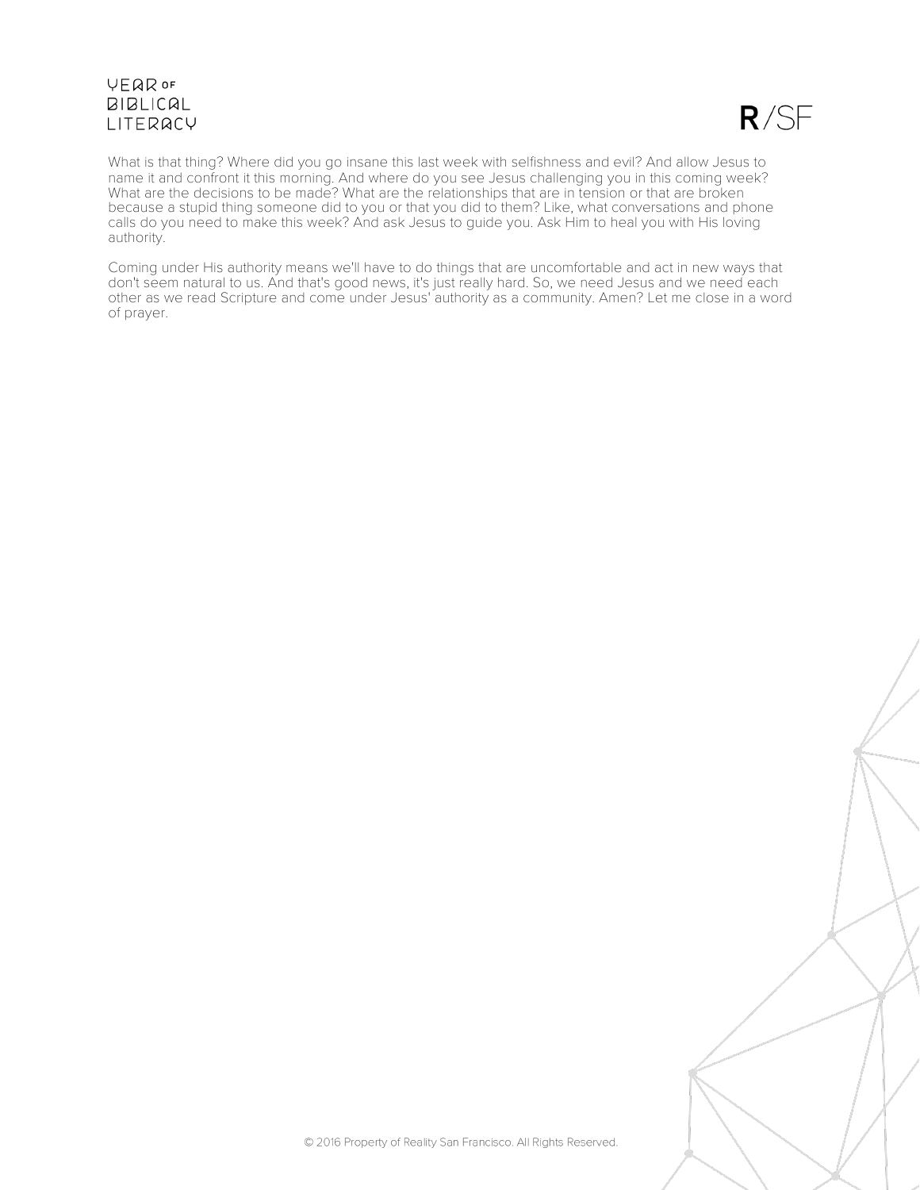What is that thing? Where did you go insane this last week with selfishness and evil? And allow Jesus to name it and confront it this morning. And where do you see Jesus challenging you in this coming week? What are the decisions to be made? What are the relationships that are in tension or that are broken because a stupid thing someone did to you or that you did to them? Like, what conversations and phone calls do you need to make this week? And ask Jesus to guide you. Ask Him to heal you with His loving authority.

Coming under His authority means we'll have to do things that are uncomfortable and act in new ways that don't seem natural to us. And that's good news, it's just really hard. So, we need Jesus and we need each other as we read Scripture and come under Jesus' authority as a community. Amen? Let me close in a word of prayer.